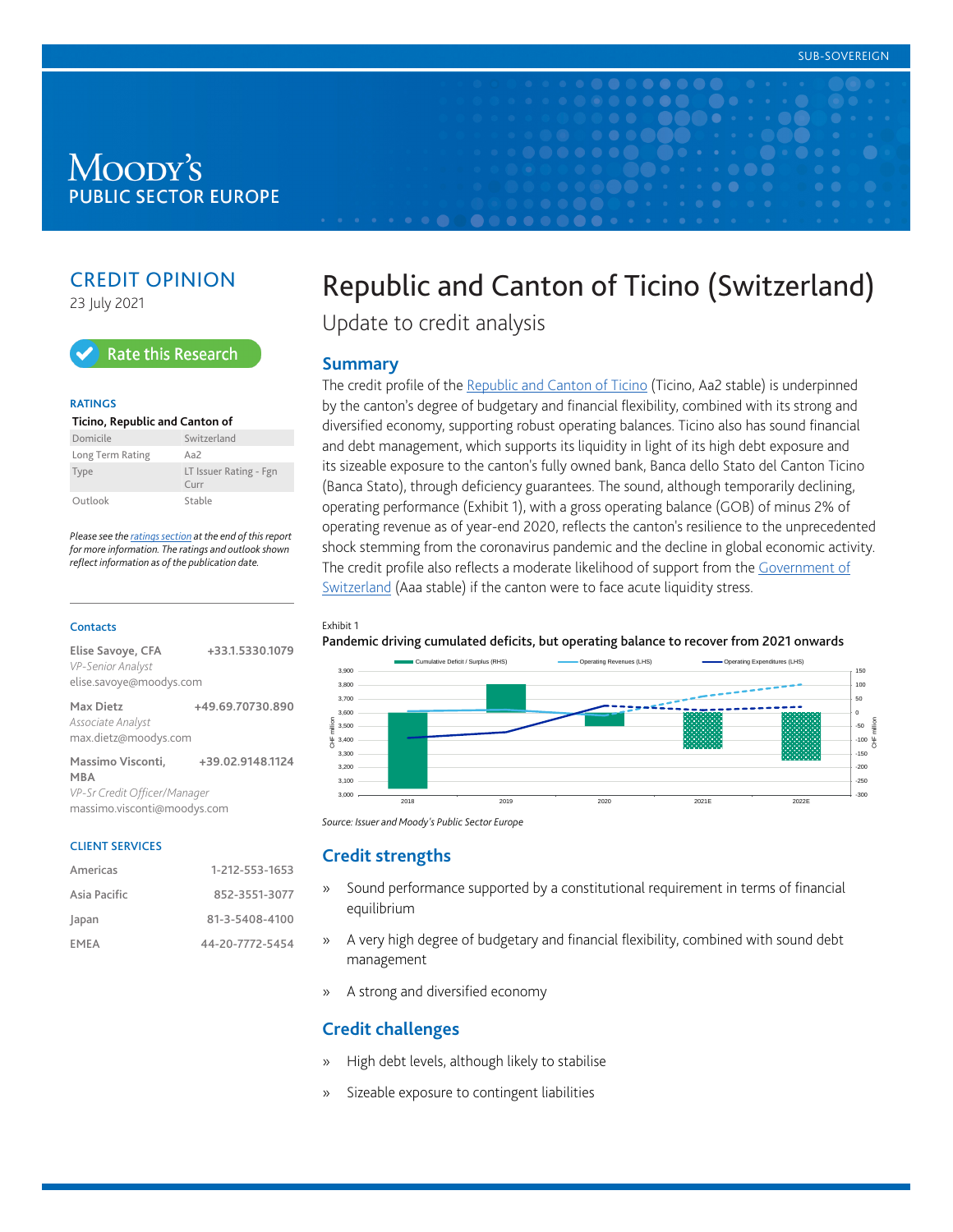SUB-SOVEREIGN

Moody's PUBLIC SECTOR EUROPE

CREDIT OPINION

23 July 2021

Rate this Research

**RATINGS**

| Ticino, Republic and Canton of | |
|---|---|
| Domicile | Switzerland |
| Long Term Rating | Aa2 |
| Type | LT Issuer Rating - Fgn Curr |
| Outlook | Stable |

*Please see the ratings section at the end of this report for more information. The ratings and outlook shown reflect information as of the publication date.*

**Contacts**

**Elise Savoye, CFA** +33.1.5330.1079
*VP-Senior Analyst*
elise.savoye@moodys.com

**Max Dietz** +49.69.70730.890
*Associate Analyst*
max.dietz@moodys.com

**Massimo Visconti, MBA** +39.02.9148.1124
*VP-Sr Credit Officer/Manager*
massimo.visconti@moodys.com

**CLIENT SERVICES**

| | |
|---|---|
| Americas | 1-212-553-1653 |
| Asia Pacific | 852-3551-3077 |
| Japan | 81-3-5408-4100 |
| EMEA | 44-20-7772-5454 |

# Republic and Canton of Ticino (Switzerland)

## Update to credit analysis

## Summary

The credit profile of the Republic and Canton of Ticino (Ticino, Aa2 stable) is underpinned by the canton's degree of budgetary and financial flexibility, combined with its strong and diversified economy, supporting robust operating balances. Ticino also has sound financial and debt management, which supports its liquidity in light of its high debt exposure and its sizeable exposure to the canton's fully owned bank, Banca dello Stato del Canton Ticino (Banca Stato), through deficiency guarantees. The sound, although temporarily declining, operating performance (Exhibit 1), with a gross operating balance (GOB) of minus 2% of operating revenue as of year-end 2020, reflects the canton's resilience to the unprecedented shock stemming from the coronavirus pandemic and the decline in global economic activity. The credit profile also reflects a moderate likelihood of support from the Government of Switzerland (Aaa stable) if the canton were to face acute liquidity stress.

Exhibit 1

**Pandemic driving cumulated deficits, but operating balance to recover from 2021 onwards**

Source: Issuer and Moody's Public Sector Europe

## Credit strengths

» Sound performance supported by a constitutional requirement in terms of financial equilibrium

» A very high degree of budgetary and financial flexibility, combined with sound debt management

» A strong and diversified economy

## Credit challenges

» High debt levels, although likely to stabilise

» Sizeable exposure to contingent liabilities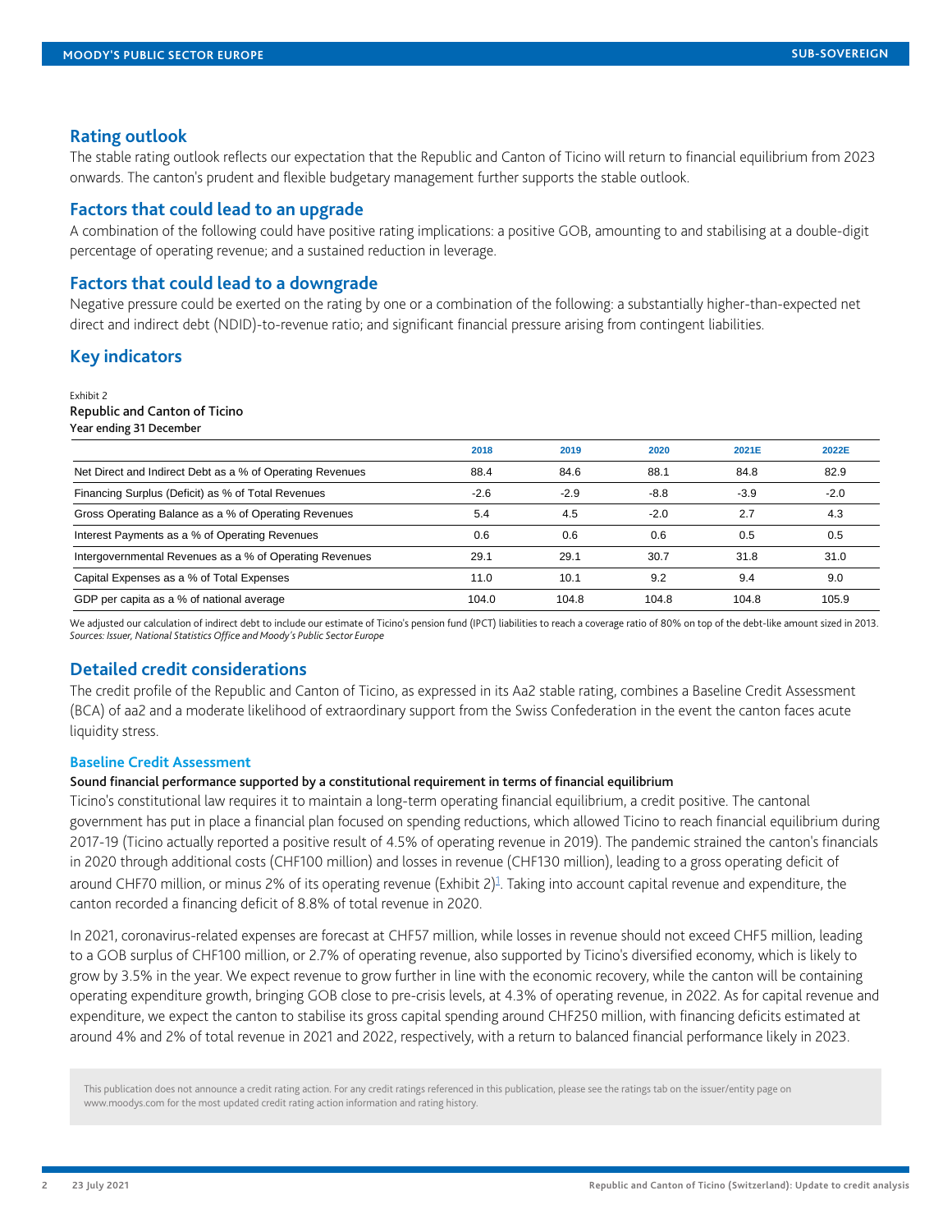## Rating outlook

The stable rating outlook reflects our expectation that the Republic and Canton of Ticino will return to financial equilibrium from 2023 onwards. The canton's prudent and flexible budgetary management further supports the stable outlook.

## Factors that could lead to an upgrade

A combination of the following could have positive rating implications: a positive GOB, amounting to and stabilising at a double-digit percentage of operating revenue; and a sustained reduction in leverage.

## Factors that could lead to a downgrade

Negative pressure could be exerted on the rating by one or a combination of the following: a substantially higher-than-expected net direct and indirect debt (NDID)-to-revenue ratio; and significant financial pressure arising from contingent liabilities.

## Key indicators

Exhibit 2

**Republic and Canton of Ticino**

**Year ending 31 December**

| | 2018 | 2019 | 2020 | 2021E | 2022E |
|---|---|---|---|---|---|
| Net Direct and Indirect Debt as a % of Operating Revenues | 88.4 | 84.6 | 88.1 | 84.8 | 82.9 |
| Financing Surplus (Deficit) as % of Total Revenues | -2.6 | -2.9 | -8.8 | -3.9 | -2.0 |
| Gross Operating Balance as a % of Operating Revenues | 5.4 | 4.5 | -2.0 | 2.7 | 4.3 |
| Interest Payments as a % of Operating Revenues | 0.6 | 0.6 | 0.6 | 0.5 | 0.5 |
| Intergovernmental Revenues as a % of Operating Revenues | 29.1 | 29.1 | 30.7 | 31.8 | 31.0 |
| Capital Expenses as a % of Total Expenses | 11.0 | 10.1 | 9.2 | 9.4 | 9.0 |
| GDP per capita as a % of national average | 104.0 | 104.8 | 104.8 | 104.8 | 105.9 |

We adjusted our calculation of indirect debt to include our estimate of Ticino's pension fund (IPCT) liabilities to reach a coverage ratio of 80% on top of the debt-like amount sized in 2013.
*Sources: Issuer, National Statistics Office and Moody's Public Sector Europe*

## Detailed credit considerations

The credit profile of the Republic and Canton of Ticino, as expressed in its Aa2 stable rating, combines a Baseline Credit Assessment (BCA) of aa2 and a moderate likelihood of extraordinary support from the Swiss Confederation in the event the canton faces acute liquidity stress.

### Baseline Credit Assessment

**Sound financial performance supported by a constitutional requirement in terms of financial equilibrium**

Ticino's constitutional law requires it to maintain a long-term operating financial equilibrium, a credit positive. The cantonal government has put in place a financial plan focused on spending reductions, which allowed Ticino to reach financial equilibrium during 2017-19 (Ticino actually reported a positive result of 4.5% of operating revenue in 2019). The pandemic strained the canton's financials in 2020 through additional costs (CHF100 million) and losses in revenue (CHF130 million), leading to a gross operating deficit of around CHF70 million, or minus 2% of its operating revenue (Exhibit 2)[1]. Taking into account capital revenue and expenditure, the canton recorded a financing deficit of 8.8% of total revenue in 2020.

In 2021, coronavirus-related expenses are forecast at CHF57 million, while losses in revenue should not exceed CHF5 million, leading to a GOB surplus of CHF100 million, or 2.7% of operating revenue, also supported by Ticino's diversified economy, which is likely to grow by 3.5% in the year. We expect revenue to grow further in line with the economic recovery, while the canton will be containing operating expenditure growth, bringing GOB close to pre-crisis levels, at 4.3% of operating revenue, in 2022. As for capital revenue and expenditure, we expect the canton to stabilise its gross capital spending around CHF250 million, with financing deficits estimated at around 4% and 2% of total revenue in 2021 and 2022, respectively, with a return to balanced financial performance likely in 2023.

This publication does not announce a credit rating action. For any credit ratings referenced in this publication, please see the ratings tab on the issuer/entity page on www.moodys.com for the most updated credit rating action information and rating history.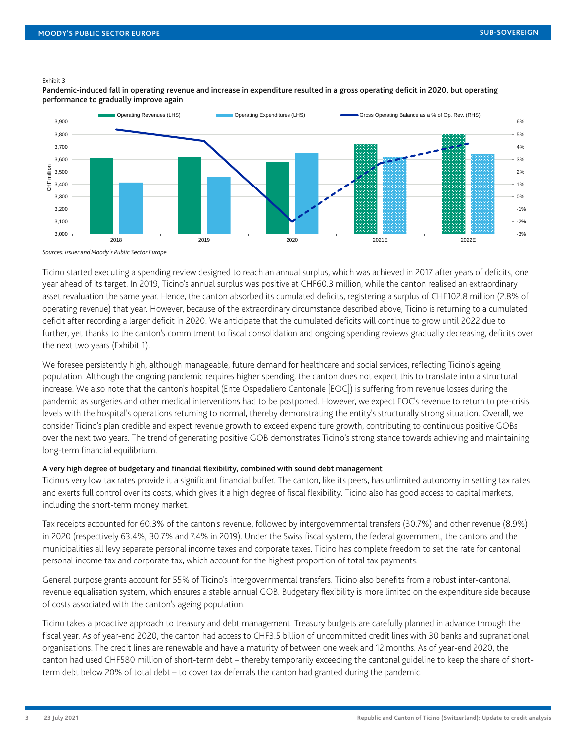Exhibit 3

**Pandemic-induced fall in operating revenue and increase in expenditure resulted in a gross operating deficit in 2020, but operating performance to gradually improve again**

*Sources: Issuer and Moody's Public Sector Europe*

Ticino started executing a spending review designed to reach an annual surplus, which was achieved in 2017 after years of deficits, one year ahead of its target. In 2019, Ticino's annual surplus was positive at CHF60.3 million, while the canton realised an extraordinary asset revaluation the same year. Hence, the canton absorbed its cumulated deficits, registering a surplus of CHF102.8 million (2.8% of operating revenue) that year. However, because of the extraordinary circumstance described above, Ticino is returning to a cumulated deficit after recording a larger deficit in 2020. We anticipate that the cumulated deficits will continue to grow until 2022 due to further, yet thanks to the canton's commitment to fiscal consolidation and ongoing spending reviews gradually decreasing, deficits over the next two years (Exhibit 1).

We foresee persistently high, although manageable, future demand for healthcare and social services, reflecting Ticino's ageing population. Although the ongoing pandemic requires higher spending, the canton does not expect this to translate into a structural increase. We also note that the canton's hospital (Ente Ospedaliero Cantonale [EOC]) is suffering from revenue losses during the pandemic as surgeries and other medical interventions had to be postponed. However, we expect EOC's revenue to return to pre-crisis levels with the hospital's operations returning to normal, thereby demonstrating the entity's structurally strong situation. Overall, we consider Ticino's plan credible and expect revenue growth to exceed expenditure growth, contributing to continuous positive GOBs over the next two years. The trend of generating positive GOB demonstrates Ticino's strong stance towards achieving and maintaining long-term financial equilibrium.

### A very high degree of budgetary and financial flexibility, combined with sound debt management

Ticino's very low tax rates provide it a significant financial buffer. The canton, like its peers, has unlimited autonomy in setting tax rates and exerts full control over its costs, which gives it a high degree of fiscal flexibility. Ticino also has good access to capital markets, including the short-term money market.

Tax receipts accounted for 60.3% of the canton's revenue, followed by intergovernmental transfers (30.7%) and other revenue (8.9%) in 2020 (respectively 63.4%, 30.7% and 7.4% in 2019). Under the Swiss fiscal system, the federal government, the cantons and the municipalities all levy separate personal income taxes and corporate taxes. Ticino has complete freedom to set the rate for cantonal personal income tax and corporate tax, which account for the highest proportion of total tax payments.

General purpose grants account for 55% of Ticino's intergovernmental transfers. Ticino also benefits from a robust inter-cantonal revenue equalisation system, which ensures a stable annual GOB. Budgetary flexibility is more limited on the expenditure side because of costs associated with the canton's ageing population.

Ticino takes a proactive approach to treasury and debt management. Treasury budgets are carefully planned in advance through the fiscal year. As of year-end 2020, the canton had access to CHF3.5 billion of uncommitted credit lines with 30 banks and supranational organisations. The credit lines are renewable and have a maturity of between one week and 12 months. As of year-end 2020, the canton had used CHF580 million of short-term debt – thereby temporarily exceeding the cantonal guideline to keep the share of short-term debt below 20% of total debt – to cover tax deferrals the canton had granted during the pandemic.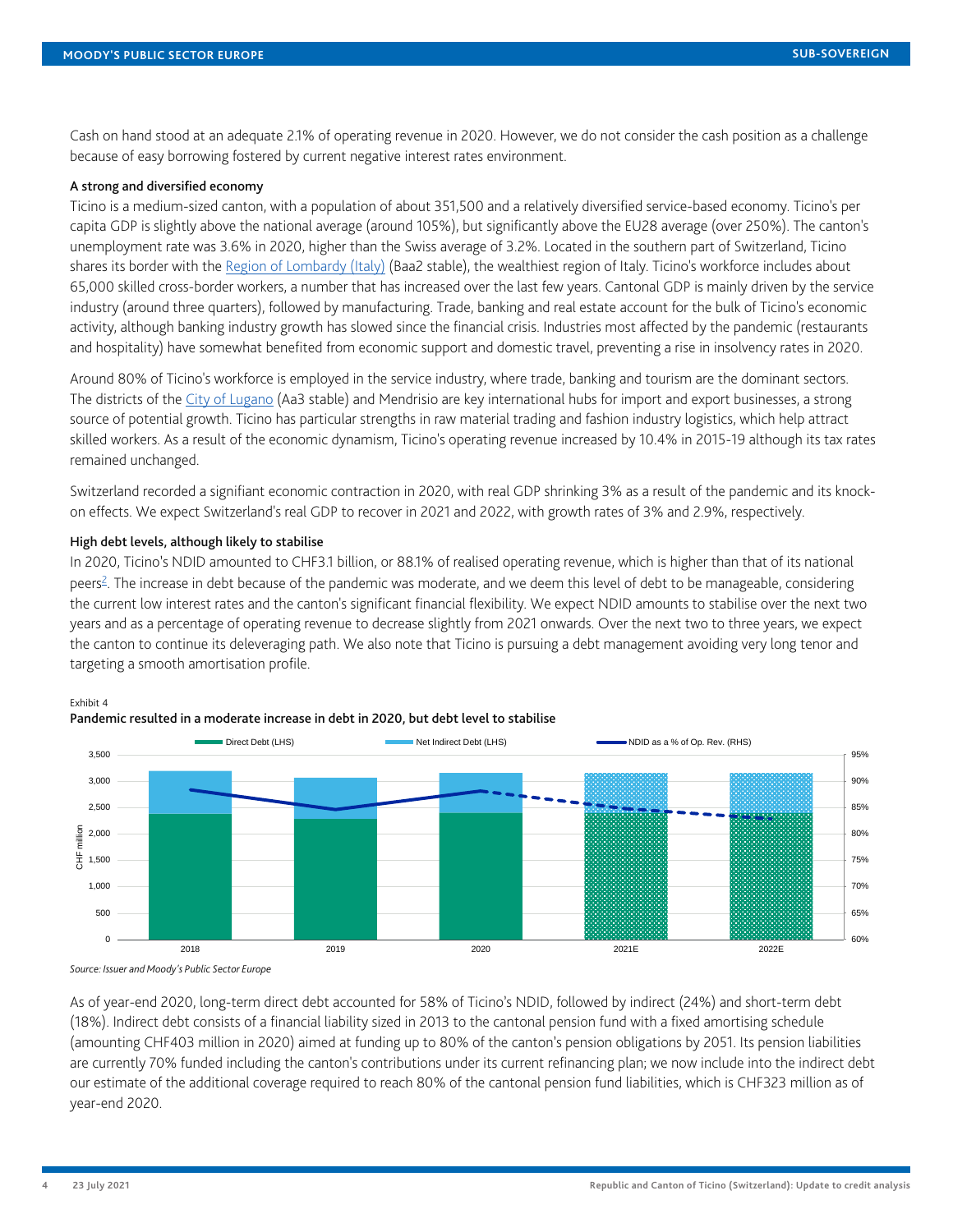Cash on hand stood at an adequate 2.1% of operating revenue in 2020. However, we do not consider the cash position as a challenge because of easy borrowing fostered by current negative interest rates environment.

#### A strong and diversified economy

Ticino is a medium-sized canton, with a population of about 351,500 and a relatively diversified service-based economy. Ticino's per capita GDP is slightly above the national average (around 105%), but significantly above the EU28 average (over 250%). The canton's unemployment rate was 3.6% in 2020, higher than the Swiss average of 3.2%. Located in the southern part of Switzerland, Ticino shares its border with the Region of Lombardy (Italy) (Baa2 stable), the wealthiest region of Italy. Ticino's workforce includes about 65,000 skilled cross-border workers, a number that has increased over the last few years. Cantonal GDP is mainly driven by the service industry (around three quarters), followed by manufacturing. Trade, banking and real estate account for the bulk of Ticino's economic activity, although banking industry growth has slowed since the financial crisis. Industries most affected by the pandemic (restaurants and hospitality) have somewhat benefited from economic support and domestic travel, preventing a rise in insolvency rates in 2020.

Around 80% of Ticino's workforce is employed in the service industry, where trade, banking and tourism are the dominant sectors. The districts of the City of Lugano (Aa3 stable) and Mendrisio are key international hubs for import and export businesses, a strong source of potential growth. Ticino has particular strengths in raw material trading and fashion industry logistics, which help attract skilled workers. As a result of the economic dynamism, Ticino's operating revenue increased by 10.4% in 2015-19 although its tax rates remained unchanged.

Switzerland recorded a signifiant economic contraction in 2020, with real GDP shrinking 3% as a result of the pandemic and its knock-on effects. We expect Switzerland's real GDP to recover in 2021 and 2022, with growth rates of 3% and 2.9%, respectively.

#### High debt levels, although likely to stabilise

In 2020, Ticino's NDID amounted to CHF3.1 billion, or 88.1% of realised operating revenue, which is higher than that of its national peers[2]. The increase in debt because of the pandemic was moderate, and we deem this level of debt to be manageable, considering the current low interest rates and the canton's significant financial flexibility. We expect NDID amounts to stabilise over the next two years and as a percentage of operating revenue to decrease slightly from 2021 onwards. Over the next two to three years, we expect the canton to continue its deleveraging path. We also note that Ticino is pursuing a debt management avoiding very long tenor and targeting a smooth amortisation profile.

Exhibit 4

**Pandemic resulted in a moderate increase in debt in 2020, but debt level to stabilise**

*Source: Issuer and Moody's Public Sector Europe*

As of year-end 2020, long-term direct debt accounted for 58% of Ticino's NDID, followed by indirect (24%) and short-term debt (18%). Indirect debt consists of a financial liability sized in 2013 to the cantonal pension fund with a fixed amortising schedule (amounting CHF403 million in 2020) aimed at funding up to 80% of the canton's pension obligations by 2051. Its pension liabilities are currently 70% funded including the canton's contributions under its current refinancing plan; we now include into the indirect debt our estimate of the additional coverage required to reach 80% of the cantonal pension fund liabilities, which is CHF323 million as of year-end 2020.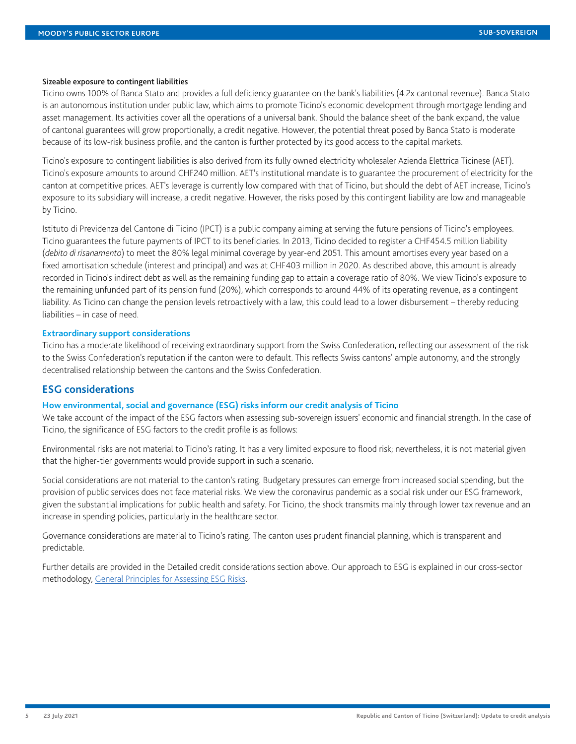### Sizeable exposure to contingent liabilities

Ticino owns 100% of Banca Stato and provides a full deficiency guarantee on the bank's liabilities (4.2x cantonal revenue). Banca Stato is an autonomous institution under public law, which aims to promote Ticino's economic development through mortgage lending and asset management. Its activities cover all the operations of a universal bank. Should the balance sheet of the bank expand, the value of cantonal guarantees will grow proportionally, a credit negative. However, the potential threat posed by Banca Stato is moderate because of its low-risk business profile, and the canton is further protected by its good access to the capital markets.

Ticino's exposure to contingent liabilities is also derived from its fully owned electricity wholesaler Azienda Elettrica Ticinese (AET). Ticino's exposure amounts to around CHF240 million. AET's institutional mandate is to guarantee the procurement of electricity for the canton at competitive prices. AET's leverage is currently low compared with that of Ticino, but should the debt of AET increase, Ticino's exposure to its subsidiary will increase, a credit negative. However, the risks posed by this contingent liability are low and manageable by Ticino.

Istituto di Previdenza del Cantone di Ticino (IPCT) is a public company aiming at serving the future pensions of Ticino's employees. Ticino guarantees the future payments of IPCT to its beneficiaries. In 2013, Ticino decided to register a CHF454.5 million liability (*debito di risanamento*) to meet the 80% legal minimal coverage by year-end 2051. This amount amortises every year based on a fixed amortisation schedule (interest and principal) and was at CHF403 million in 2020. As described above, this amount is already recorded in Ticino's indirect debt as well as the remaining funding gap to attain a coverage ratio of 80%. We view Ticino's exposure to the remaining unfunded part of its pension fund (20%), which corresponds to around 44% of its operating revenue, as a contingent liability. As Ticino can change the pension levels retroactively with a law, this could lead to a lower disbursement – thereby reducing liabilities – in case of need.

### Extraordinary support considerations

Ticino has a moderate likelihood of receiving extraordinary support from the Swiss Confederation, reflecting our assessment of the risk to the Swiss Confederation's reputation if the canton were to default. This reflects Swiss cantons' ample autonomy, and the strongly decentralised relationship between the cantons and the Swiss Confederation.

## ESG considerations

### How environmental, social and governance (ESG) risks inform our credit analysis of Ticino

We take account of the impact of the ESG factors when assessing sub-sovereign issuers' economic and financial strength. In the case of Ticino, the significance of ESG factors to the credit profile is as follows:

Environmental risks are not material to Ticino's rating. It has a very limited exposure to flood risk; nevertheless, it is not material given that the higher-tier governments would provide support in such a scenario.

Social considerations are not material to the canton's rating. Budgetary pressures can emerge from increased social spending, but the provision of public services does not face material risks. We view the coronavirus pandemic as a social risk under our ESG framework, given the substantial implications for public health and safety. For Ticino, the shock transmits mainly through lower tax revenue and an increase in spending policies, particularly in the healthcare sector.

Governance considerations are material to Ticino's rating. The canton uses prudent financial planning, which is transparent and predictable.

Further details are provided in the Detailed credit considerations section above. Our approach to ESG is explained in our cross-sector methodology, General Principles for Assessing ESG Risks.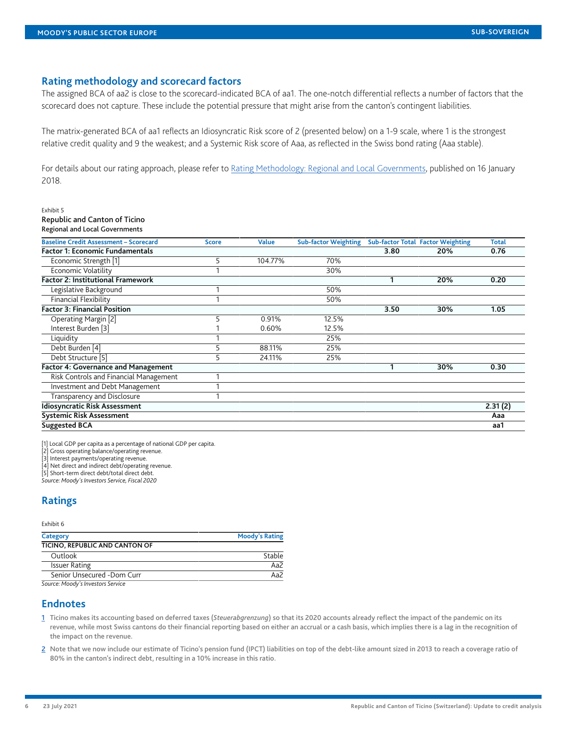## Rating methodology and scorecard factors

The assigned BCA of aa2 is close to the scorecard-indicated BCA of aa1. The one-notch differential reflects a number of factors that the scorecard does not capture. These include the potential pressure that might arise from the canton's contingent liabilities.

The matrix-generated BCA of aa1 reflects an Idiosyncratic Risk score of 2 (presented below) on a 1-9 scale, where 1 is the strongest relative credit quality and 9 the weakest; and a Systemic Risk score of Aaa, as reflected in the Swiss bond rating (Aaa stable).

For details about our rating approach, please refer to Rating Methodology: Regional and Local Governments, published on 16 January 2018.

Exhibit 5

**Republic and Canton of Ticino**

**Regional and Local Governments**

| Baseline Credit Assessment – Scorecard | Score | Value | Sub-factor Weighting | Sub-factor Total | Factor Weighting | Total |
|---|---|---|---|---|---|---|
| **Factor 1: Economic Fundamentals** | | | | **3.80** | **20%** | **0.76** |
| Economic Strength [1] | 5 | 104.77% | 70% | | | |
| Economic Volatility | 1 | | 30% | | | |
| **Factor 2: Institutional Framework** | | | | **1** | **20%** | **0.20** |
| Legislative Background | 1 | | 50% | | | |
| Financial Flexibility | 1 | | 50% | | | |
| **Factor 3: Financial Position** | | | | **3.50** | **30%** | **1.05** |
| Operating Margin [2] | 5 | 0.91% | 12.5% | | | |
| Interest Burden [3] | 1 | 0.60% | 12.5% | | | |
| Liquidity | 1 | | 25% | | | |
| Debt Burden [4] | 5 | 88.11% | 25% | | | |
| Debt Structure [5] | 5 | 24.11% | 25% | | | |
| **Factor 4: Governance and Management** | | | | **1** | **30%** | **0.30** |
| Risk Controls and Financial Management | 1 | | | | | |
| Investment and Debt Management | 1 | | | | | |
| Transparency and Disclosure | 1 | | | | | |
| **Idiosyncratic Risk Assessment** | | | | | | **2.31 (2)** |
| **Systemic Risk Assessment** | | | | | | **Aaa** |
| **Suggested BCA** | | | | | | **aa1** |

[1] Local GDP per capita as a percentage of national GDP per capita.
[2] Gross operating balance/operating revenue.
[3] Interest payments/operating revenue.
[4] Net direct and indirect debt/operating revenue.
[5] Short-term direct debt/total direct debt.
*Source: Moody's Investors Service, Fiscal 2020*

## Ratings

Exhibit 6

| Category | Moody's Rating |
|---|---|
| **TICINO, REPUBLIC AND CANTON OF** | |
| Outlook | Stable |
| Issuer Rating | Aa2 |
| Senior Unsecured -Dom Curr | Aa2 |

*Source: Moody's Investors Service*

## Endnotes

1 Ticino makes its accounting based on deferred taxes (*Steuerabgrenzung*) so that its 2020 accounts already reflect the impact of the pandemic on its revenue, while most Swiss cantons do their financial reporting based on either an accrual or a cash basis, which implies there is a lag in the recognition of the impact on the revenue.

2 Note that we now include our estimate of Ticino's pension fund (IPCT) liabilities on top of the debt-like amount sized in 2013 to reach a coverage ratio of 80% in the canton's indirect debt, resulting in a 10% increase in this ratio.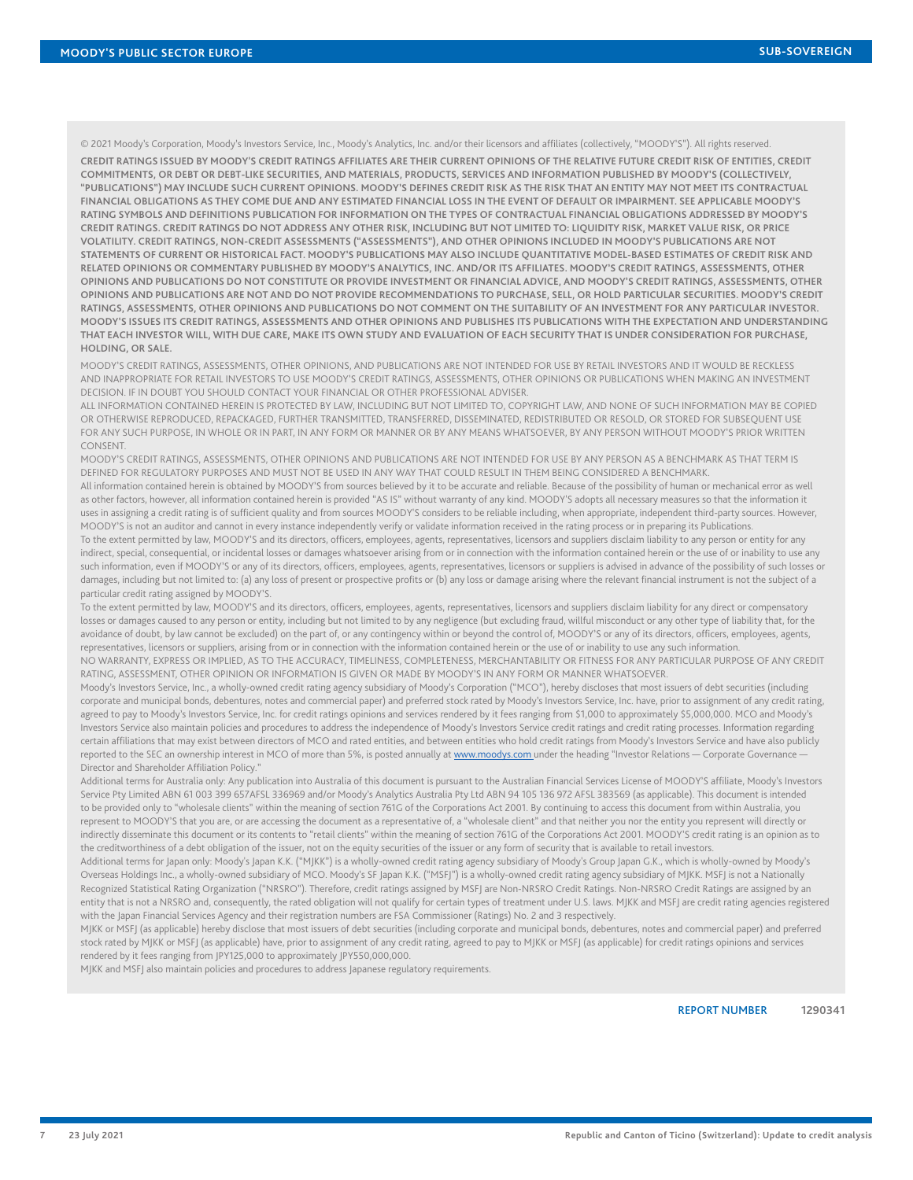© 2021 Moody's Corporation, Moody's Investors Service, Inc., Moody's Analytics, Inc. and/or their licensors and affiliates (collectively, "MOODY'S"). All rights reserved.

**CREDIT RATINGS ISSUED BY MOODY'S CREDIT RATINGS AFFILIATES ARE THEIR CURRENT OPINIONS OF THE RELATIVE FUTURE CREDIT RISK OF ENTITIES, CREDIT COMMITMENTS, OR DEBT OR DEBT-LIKE SECURITIES, AND MATERIALS, PRODUCTS, SERVICES AND INFORMATION PUBLISHED BY MOODY'S (COLLECTIVELY, "PUBLICATIONS") MAY INCLUDE SUCH CURRENT OPINIONS. MOODY'S DEFINES CREDIT RISK AS THE RISK THAT AN ENTITY MAY NOT MEET ITS CONTRACTUAL FINANCIAL OBLIGATIONS AS THEY COME DUE AND ANY ESTIMATED FINANCIAL LOSS IN THE EVENT OF DEFAULT OR IMPAIRMENT. SEE APPLICABLE MOODY'S RATING SYMBOLS AND DEFINITIONS PUBLICATION FOR INFORMATION ON THE TYPES OF CONTRACTUAL FINANCIAL OBLIGATIONS ADDRESSED BY MOODY'S CREDIT RATINGS. CREDIT RATINGS DO NOT ADDRESS ANY OTHER RISK, INCLUDING BUT NOT LIMITED TO: LIQUIDITY RISK, MARKET VALUE RISK, OR PRICE VOLATILITY. CREDIT RATINGS, NON-CREDIT ASSESSMENTS ("ASSESSMENTS"), AND OTHER OPINIONS INCLUDED IN MOODY'S PUBLICATIONS ARE NOT STATEMENTS OF CURRENT OR HISTORICAL FACT. MOODY'S PUBLICATIONS MAY ALSO INCLUDE QUANTITATIVE MODEL-BASED ESTIMATES OF CREDIT RISK AND RELATED OPINIONS OR COMMENTARY PUBLISHED BY MOODY'S ANALYTICS, INC. AND/OR ITS AFFILIATES. MOODY'S CREDIT RATINGS, ASSESSMENTS, OTHER OPINIONS AND PUBLICATIONS DO NOT CONSTITUTE OR PROVIDE INVESTMENT OR FINANCIAL ADVICE, AND MOODY'S CREDIT RATINGS, ASSESSMENTS, OTHER OPINIONS AND PUBLICATIONS ARE NOT AND DO NOT PROVIDE RECOMMENDATIONS TO PURCHASE, SELL, OR HOLD PARTICULAR SECURITIES. MOODY'S CREDIT RATINGS, ASSESSMENTS, OTHER OPINIONS AND PUBLICATIONS DO NOT COMMENT ON THE SUITABILITY OF AN INVESTMENT FOR ANY PARTICULAR INVESTOR. MOODY'S ISSUES ITS CREDIT RATINGS, ASSESSMENTS AND OTHER OPINIONS AND PUBLISHES ITS PUBLICATIONS WITH THE EXPECTATION AND UNDERSTANDING THAT EACH INVESTOR WILL, WITH DUE CARE, MAKE ITS OWN STUDY AND EVALUATION OF EACH SECURITY THAT IS UNDER CONSIDERATION FOR PURCHASE, HOLDING, OR SALE.**

MOODY'S CREDIT RATINGS, ASSESSMENTS, OTHER OPINIONS, AND PUBLICATIONS ARE NOT INTENDED FOR USE BY RETAIL INVESTORS AND IT WOULD BE RECKLESS AND INAPPROPRIATE FOR RETAIL INVESTORS TO USE MOODY'S CREDIT RATINGS, ASSESSMENTS, OTHER OPINIONS OR PUBLICATIONS WHEN MAKING AN INVESTMENT DECISION. IF IN DOUBT YOU SHOULD CONTACT YOUR FINANCIAL OR OTHER PROFESSIONAL ADVISER.

ALL INFORMATION CONTAINED HEREIN IS PROTECTED BY LAW, INCLUDING BUT NOT LIMITED TO, COPYRIGHT LAW, AND NONE OF SUCH INFORMATION MAY BE COPIED OR OTHERWISE REPRODUCED, REPACKAGED, FURTHER TRANSMITTED, TRANSFERRED, DISSEMINATED, REDISTRIBUTED OR RESOLD, OR STORED FOR SUBSEQUENT USE FOR ANY SUCH PURPOSE, IN WHOLE OR IN PART, IN ANY FORM OR MANNER OR BY ANY MEANS WHATSOEVER, BY ANY PERSON WITHOUT MOODY'S PRIOR WRITTEN CONSENT.

MOODY'S CREDIT RATINGS, ASSESSMENTS, OTHER OPINIONS AND PUBLICATIONS ARE NOT INTENDED FOR USE BY ANY PERSON AS A BENCHMARK AS THAT TERM IS DEFINED FOR REGULATORY PURPOSES AND MUST NOT BE USED IN ANY WAY THAT COULD RESULT IN THEM BEING CONSIDERED A BENCHMARK.

All information contained herein is obtained by MOODY'S from sources believed by it to be accurate and reliable. Because of the possibility of human or mechanical error as well as other factors, however, all information contained herein is provided "AS IS" without warranty of any kind. MOODY'S adopts all necessary measures so that the information it uses in assigning a credit rating is of sufficient quality and from sources MOODY'S considers to be reliable including, when appropriate, independent third-party sources. However, MOODY'S is not an auditor and cannot in every instance independently verify or validate information received in the rating process or in preparing its Publications.

To the extent permitted by law, MOODY'S and its directors, officers, employees, agents, representatives, licensors and suppliers disclaim liability to any person or entity for any indirect, special, consequential, or incidental losses or damages whatsoever arising from or in connection with the information contained herein or the use of or inability to use any such information, even if MOODY'S or any of its directors, officers, employees, agents, representatives, licensors or suppliers is advised in advance of the possibility of such losses or damages, including but not limited to: (a) any loss of present or prospective profits or (b) any loss or damage arising where the relevant financial instrument is not the subject of a particular credit rating assigned by MOODY'S.

To the extent permitted by law, MOODY'S and its directors, officers, employees, agents, representatives, licensors and suppliers disclaim liability for any direct or compensatory losses or damages caused to any person or entity, including but not limited to by any negligence (but excluding fraud, willful misconduct or any other type of liability that, for the avoidance of doubt, by law cannot be excluded) on the part of, or any contingency within or beyond the control of, MOODY'S or any of its directors, officers, employees, agents, representatives, licensors or suppliers, arising from or in connection with the information contained herein or the use of or inability to use any such information.

NO WARRANTY, EXPRESS OR IMPLIED, AS TO THE ACCURACY, TIMELINESS, COMPLETENESS, MERCHANTABILITY OR FITNESS FOR ANY PARTICULAR PURPOSE OF ANY CREDIT RATING, ASSESSMENT, OTHER OPINION OR INFORMATION IS GIVEN OR MADE BY MOODY'S IN ANY FORM OR MANNER WHATSOEVER.

Moody's Investors Service, Inc., a wholly-owned credit rating agency subsidiary of Moody's Corporation ("MCO"), hereby discloses that most issuers of debt securities (including corporate and municipal bonds, debentures, notes and commercial paper) and preferred stock rated by Moody's Investors Service, Inc. have, prior to assignment of any credit rating, agreed to pay to Moody's Investors Service, Inc. for credit ratings opinions and services rendered by it fees ranging from $1,000 to approximately $5,000,000. MCO and Moody's Investors Service also maintain policies and procedures to address the independence of Moody's Investors Service credit ratings and credit rating processes. Information regarding certain affiliations that may exist between directors of MCO and rated entities, and between entities who hold credit ratings from Moody's Investors Service and have also publicly reported to the SEC an ownership interest in MCO of more than 5%, is posted annually at www.moodys.com under the heading "Investor Relations — Corporate Governance — Director and Shareholder Affiliation Policy."

Additional terms for Australia only: Any publication into Australia of this document is pursuant to the Australian Financial Services License of MOODY'S affiliate, Moody's Investors Service Pty Limited ABN 61 003 399 657AFSL 336969 and/or Moody's Analytics Australia Pty Ltd ABN 94 105 136 972 AFSL 383569 (as applicable). This document is intended to be provided only to "wholesale clients" within the meaning of section 761G of the Corporations Act 2001. By continuing to access this document from within Australia, you represent to MOODY'S that you are, or are accessing the document as a representative of, a "wholesale client" and that neither you nor the entity you represent will directly or indirectly disseminate this document or its contents to "retail clients" within the meaning of section 761G of the Corporations Act 2001. MOODY'S credit rating is an opinion as to the creditworthiness of a debt obligation of the issuer, not on the equity securities of the issuer or any form of security that is available to retail investors.

Additional terms for Japan only: Moody's Japan K.K. ("MJKK") is a wholly-owned credit rating agency subsidiary of Moody's Group Japan G.K., which is wholly-owned by Moody's Overseas Holdings Inc., a wholly-owned subsidiary of MCO. Moody's SF Japan K.K. ("MSFJ") is a wholly-owned credit rating agency subsidiary of MJKK. MSFJ is not a Nationally Recognized Statistical Rating Organization ("NRSRO"). Therefore, credit ratings assigned by MSFJ are Non-NRSRO Credit Ratings. Non-NRSRO Credit Ratings are assigned by an entity that is not a NRSRO and, consequently, the rated obligation will not qualify for certain types of treatment under U.S. laws. MJKK and MSFJ are credit rating agencies registered with the Japan Financial Services Agency and their registration numbers are FSA Commissioner (Ratings) No. 2 and 3 respectively.

MJKK or MSFJ (as applicable) hereby disclose that most issuers of debt securities (including corporate and municipal bonds, debentures, notes and commercial paper) and preferred stock rated by MJKK or MSFJ (as applicable) have, prior to assignment of any credit rating, agreed to pay to MJKK or MSFJ (as applicable) for credit ratings opinions and services rendered by it fees ranging from JPY125,000 to approximately JPY550,000,000.

MJKK and MSFJ also maintain policies and procedures to address Japanese regulatory requirements.

REPORT NUMBER 1290341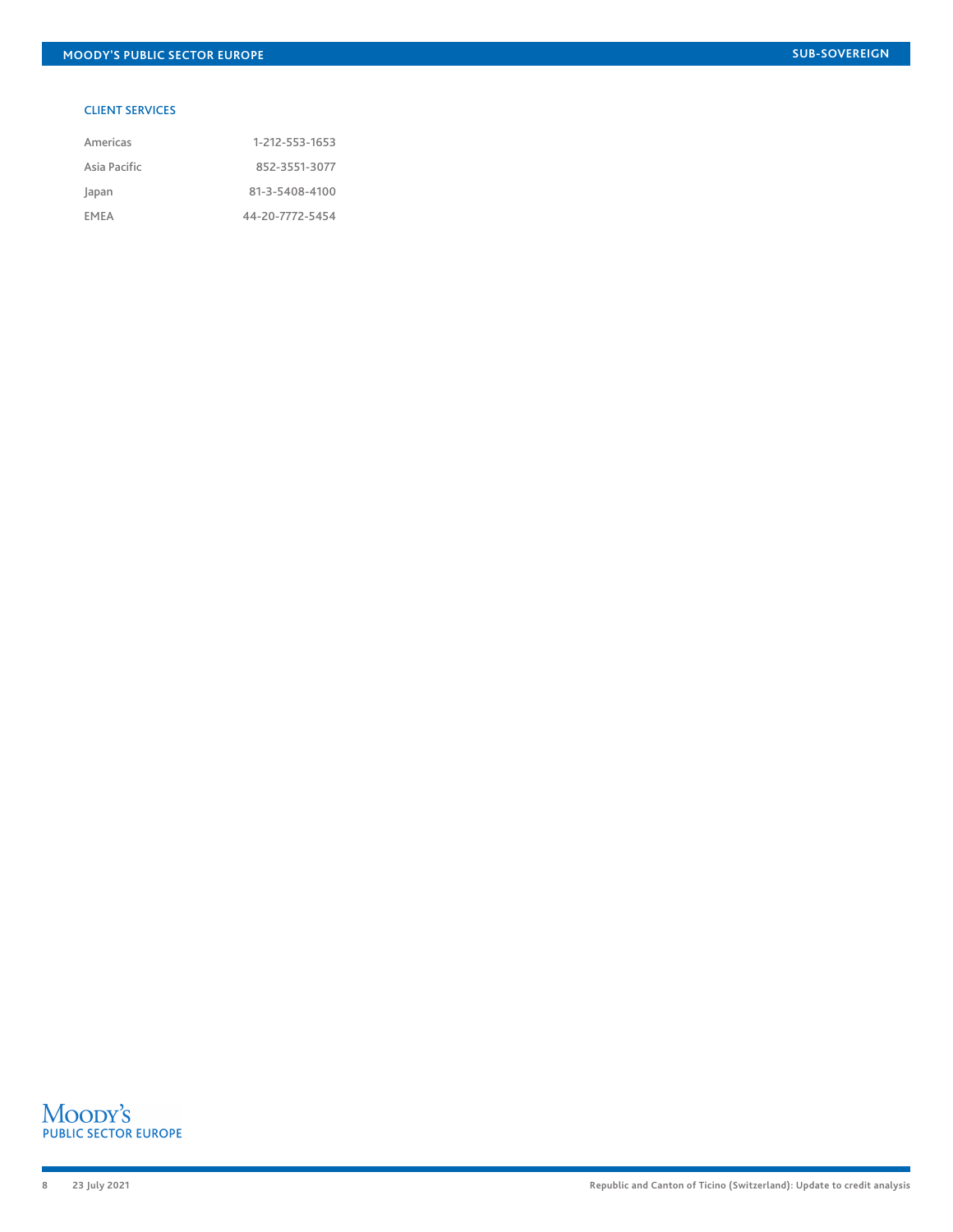### CLIENT SERVICES

| | |
|---|---|
| Americas | 1-212-553-1653 |
| Asia Pacific | 852-3551-3077 |
| Japan | 81-3-5408-4100 |
| EMEA | 44-20-7772-5454 |

MOODY'S
PUBLIC SECTOR EUROPE